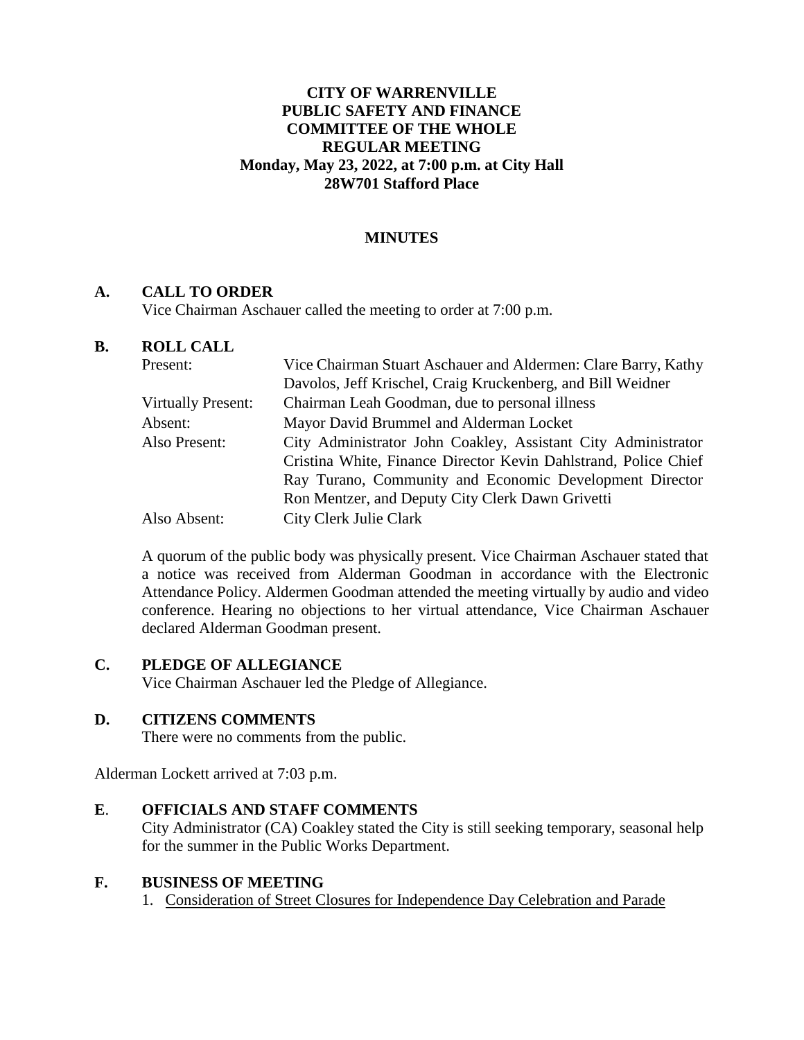**CITY OF WARRENVILLE**
**PUBLIC SAFETY AND FINANCE**
**COMMITTEE OF THE WHOLE**
**REGULAR MEETING**
**Monday, May 23, 2022, at 7:00 p.m. at City Hall**
**28W701 Stafford Place**

**MINUTES**

## A. CALL TO ORDER

Vice Chairman Aschauer called the meeting to order at 7:00 p.m.

## B. ROLL CALL

| | |
|---|---|
| Present: | Vice Chairman Stuart Aschauer and Aldermen: Clare Barry, Kathy Davolos, Jeff Krischel, Craig Kruckenberg, and Bill Weidner |
| Virtually Present: | Chairman Leah Goodman, due to personal illness |
| Absent: | Mayor David Brummel and Alderman Locket |
| Also Present: | City Administrator John Coakley, Assistant City Administrator Cristina White, Finance Director Kevin Dahlstrand, Police Chief Ray Turano, Community and Economic Development Director Ron Mentzer, and Deputy City Clerk Dawn Grivetti |
| Also Absent: | City Clerk Julie Clark |

A quorum of the public body was physically present. Vice Chairman Aschauer stated that a notice was received from Alderman Goodman in accordance with the Electronic Attendance Policy. Aldermen Goodman attended the meeting virtually by audio and video conference. Hearing no objections to her virtual attendance, Vice Chairman Aschauer declared Alderman Goodman present.

## C. PLEDGE OF ALLEGIANCE

Vice Chairman Aschauer led the Pledge of Allegiance.

## D. CITIZENS COMMENTS

There were no comments from the public.

Alderman Lockett arrived at 7:03 p.m.

## E. OFFICIALS AND STAFF COMMENTS

City Administrator (CA) Coakley stated the City is still seeking temporary, seasonal help for the summer in the Public Works Department.

## F. BUSINESS OF MEETING

1. Consideration of Street Closures for Independence Day Celebration and Parade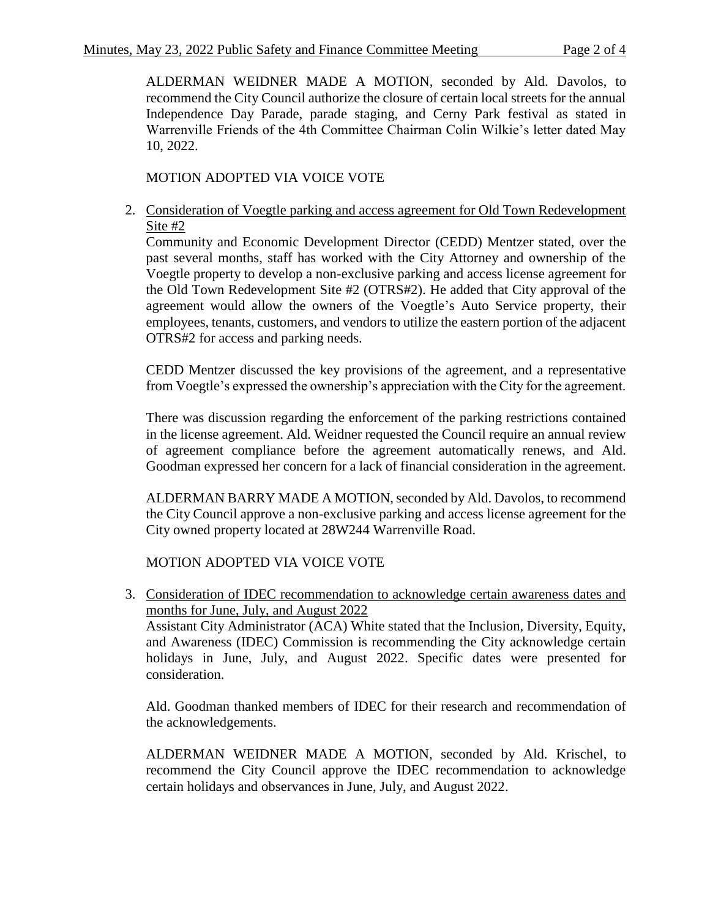ALDERMAN WEIDNER MADE A MOTION, seconded by Ald. Davolos, to recommend the City Council authorize the closure of certain local streets for the annual Independence Day Parade, parade staging, and Cerny Park festival as stated in Warrenville Friends of the 4th Committee Chairman Colin Wilkie's letter dated May 10, 2022.

MOTION ADOPTED VIA VOICE VOTE

2. Consideration of Voegtle parking and access agreement for Old Town Redevelopment Site #2

Community and Economic Development Director (CEDD) Mentzer stated, over the past several months, staff has worked with the City Attorney and ownership of the Voegtle property to develop a non-exclusive parking and access license agreement for the Old Town Redevelopment Site #2 (OTRS#2). He added that City approval of the agreement would allow the owners of the Voegtle's Auto Service property, their employees, tenants, customers, and vendors to utilize the eastern portion of the adjacent OTRS#2 for access and parking needs.

CEDD Mentzer discussed the key provisions of the agreement, and a representative from Voegtle's expressed the ownership's appreciation with the City for the agreement.

There was discussion regarding the enforcement of the parking restrictions contained in the license agreement. Ald. Weidner requested the Council require an annual review of agreement compliance before the agreement automatically renews, and Ald. Goodman expressed her concern for a lack of financial consideration in the agreement.

ALDERMAN BARRY MADE A MOTION, seconded by Ald. Davolos, to recommend the City Council approve a non-exclusive parking and access license agreement for the City owned property located at 28W244 Warrenville Road.

MOTION ADOPTED VIA VOICE VOTE

3. Consideration of IDEC recommendation to acknowledge certain awareness dates and months for June, July, and August 2022

Assistant City Administrator (ACA) White stated that the Inclusion, Diversity, Equity, and Awareness (IDEC) Commission is recommending the City acknowledge certain holidays in June, July, and August 2022. Specific dates were presented for consideration.

Ald. Goodman thanked members of IDEC for their research and recommendation of the acknowledgements.

ALDERMAN WEIDNER MADE A MOTION, seconded by Ald. Krischel, to recommend the City Council approve the IDEC recommendation to acknowledge certain holidays and observances in June, July, and August 2022.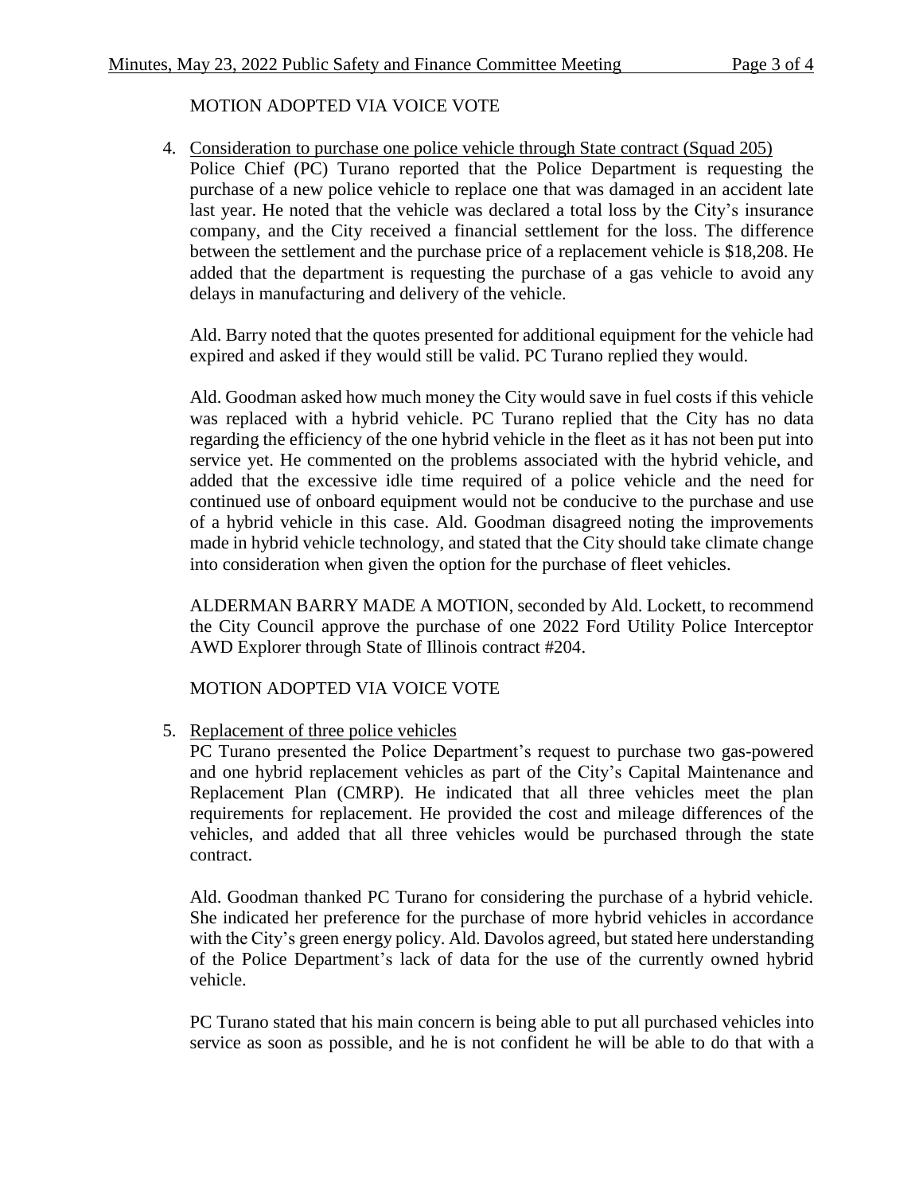MOTION ADOPTED VIA VOICE VOTE

4. Consideration to purchase one police vehicle through State contract (Squad 205)
   Police Chief (PC) Turano reported that the Police Department is requesting the purchase of a new police vehicle to replace one that was damaged in an accident late last year. He noted that the vehicle was declared a total loss by the City's insurance company, and the City received a financial settlement for the loss. The difference between the settlement and the purchase price of a replacement vehicle is $18,208. He added that the department is requesting the purchase of a gas vehicle to avoid any delays in manufacturing and delivery of the vehicle.

   Ald. Barry noted that the quotes presented for additional equipment for the vehicle had expired and asked if they would still be valid. PC Turano replied they would.

   Ald. Goodman asked how much money the City would save in fuel costs if this vehicle was replaced with a hybrid vehicle. PC Turano replied that the City has no data regarding the efficiency of the one hybrid vehicle in the fleet as it has not been put into service yet. He commented on the problems associated with the hybrid vehicle, and added that the excessive idle time required of a police vehicle and the need for continued use of onboard equipment would not be conducive to the purchase and use of a hybrid vehicle in this case. Ald. Goodman disagreed noting the improvements made in hybrid vehicle technology, and stated that the City should take climate change into consideration when given the option for the purchase of fleet vehicles.

   ALDERMAN BARRY MADE A MOTION, seconded by Ald. Lockett, to recommend the City Council approve the purchase of one 2022 Ford Utility Police Interceptor AWD Explorer through State of Illinois contract #204.

   MOTION ADOPTED VIA VOICE VOTE

5. Replacement of three police vehicles
   PC Turano presented the Police Department's request to purchase two gas-powered and one hybrid replacement vehicles as part of the City's Capital Maintenance and Replacement Plan (CMRP). He indicated that all three vehicles meet the plan requirements for replacement. He provided the cost and mileage differences of the vehicles, and added that all three vehicles would be purchased through the state contract.

   Ald. Goodman thanked PC Turano for considering the purchase of a hybrid vehicle. She indicated her preference for the purchase of more hybrid vehicles in accordance with the City's green energy policy. Ald. Davolos agreed, but stated here understanding of the Police Department's lack of data for the use of the currently owned hybrid vehicle.

   PC Turano stated that his main concern is being able to put all purchased vehicles into service as soon as possible, and he is not confident he will be able to do that with a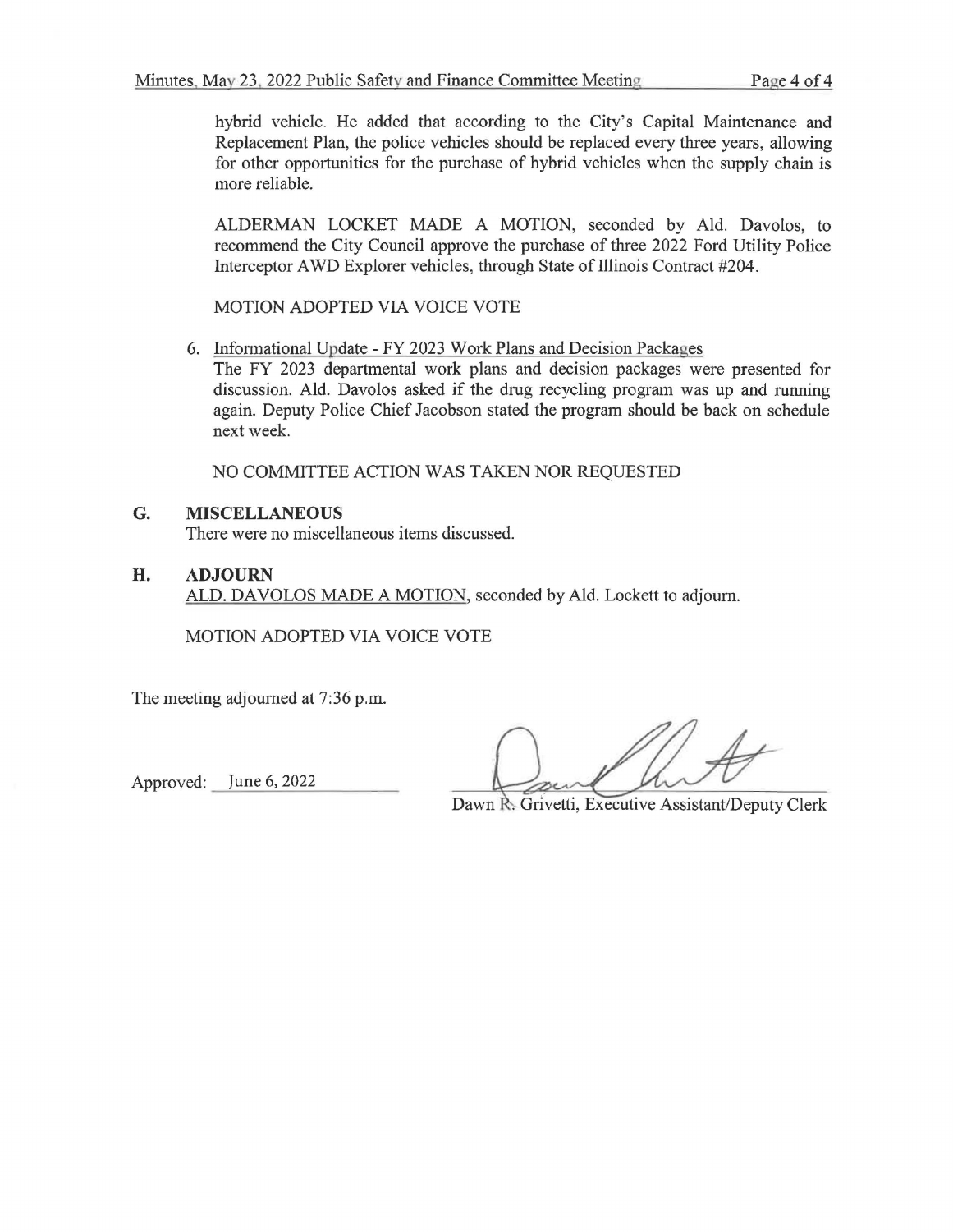hybrid vehicle. He added that according to the City's Capital Maintenance and Replacement Plan, the police vehicles should be replaced every three years, allowing for other opportunities for the purchase of hybrid vehicles when the supply chain is more reliable.

ALDERMAN LOCKET MADE A MOTION, seconded by Ald. Davolos, to recommend the City Council approve the purchase of three 2022 Ford Utility Police Interceptor AWD Explorer vehicles, through State of Illinois Contract #204.

MOTION ADOPTED VIA VOICE VOTE

6. Informational Update - FY 2023 Work Plans and Decision Packages
   The FY 2023 departmental work plans and decision packages were presented for discussion. Ald. Davolos asked if the drug recycling program was up and running again. Deputy Police Chief Jacobson stated the program should be back on schedule next week.

   NO COMMITTEE ACTION WAS TAKEN NOR REQUESTED

## G. MISCELLANEOUS

There were no miscellaneous items discussed.

## H. ADJOURN

ALD. DAVOLOS MADE A MOTION, seconded by Ald. Lockett to adjourn.

MOTION ADOPTED VIA VOICE VOTE

The meeting adjourned at 7:36 p.m.

Approved: June 6, 2022

Dawn R. Grivetti, Executive Assistant/Deputy Clerk